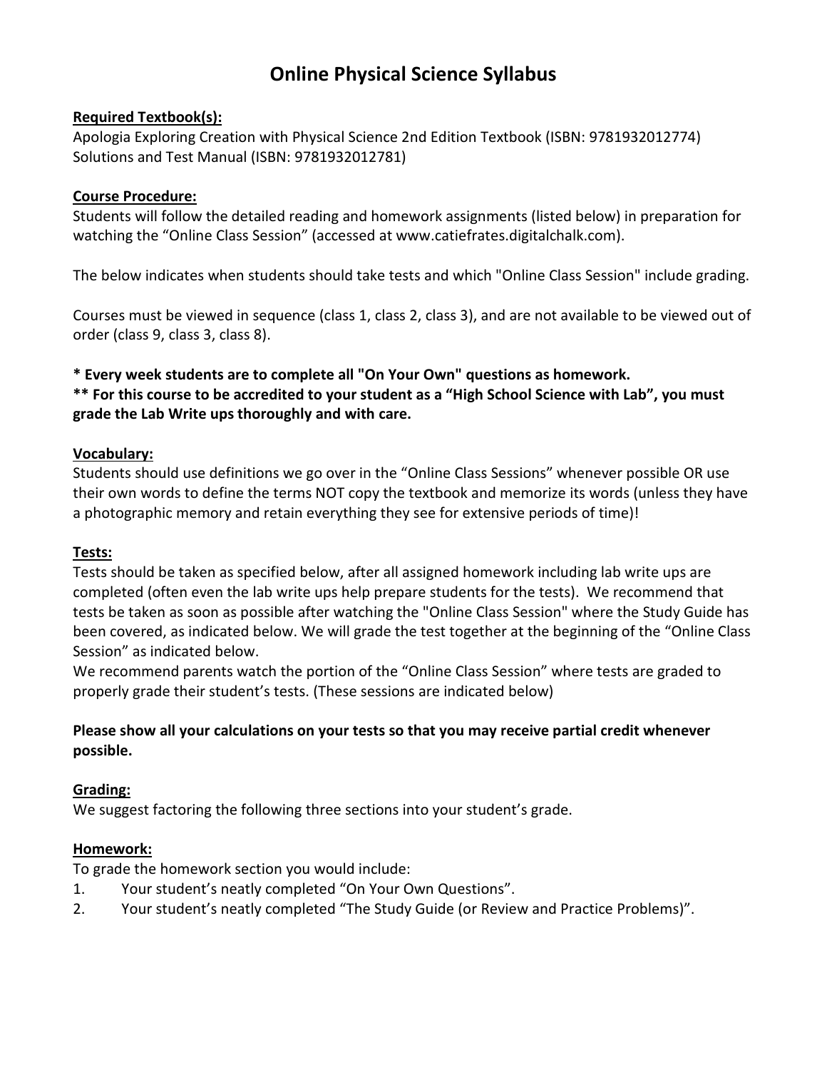# Online Physical Science Syllabus

**Required Textbook(s):**
Apologia Exploring Creation with Physical Science 2nd Edition Textbook (ISBN: 9781932012774)
Solutions and Test Manual (ISBN: 9781932012781)

**Course Procedure:**
Students will follow the detailed reading and homework assignments (listed below) in preparation for watching the "Online Class Session" (accessed at www.catiefrates.digitalchalk.com).

The below indicates when students should take tests and which "Online Class Session" include grading.

Courses must be viewed in sequence (class 1, class 2, class 3), and are not available to be viewed out of order (class 9, class 3, class 8).

**\* Every week students are to complete all "On Your Own" questions as homework.**
**\*\* For this course to be accredited to your student as a "High School Science with Lab", you must grade the Lab Write ups thoroughly and with care.**

**Vocabulary:**
Students should use definitions we go over in the "Online Class Sessions" whenever possible OR use their own words to define the terms NOT copy the textbook and memorize its words (unless they have a photographic memory and retain everything they see for extensive periods of time)!

**Tests:**
Tests should be taken as specified below, after all assigned homework including lab write ups are completed (often even the lab write ups help prepare students for the tests). We recommend that tests be taken as soon as possible after watching the "Online Class Session" where the Study Guide has been covered, as indicated below. We will grade the test together at the beginning of the "Online Class Session" as indicated below.
We recommend parents watch the portion of the "Online Class Session" where tests are graded to properly grade their student's tests. (These sessions are indicated below)

**Please show all your calculations on your tests so that you may receive partial credit whenever possible.**

**Grading:**
We suggest factoring the following three sections into your student's grade.

**Homework:**
To grade the homework section you would include:

1. Your student's neatly completed "On Your Own Questions".
2. Your student's neatly completed "The Study Guide (or Review and Practice Problems)".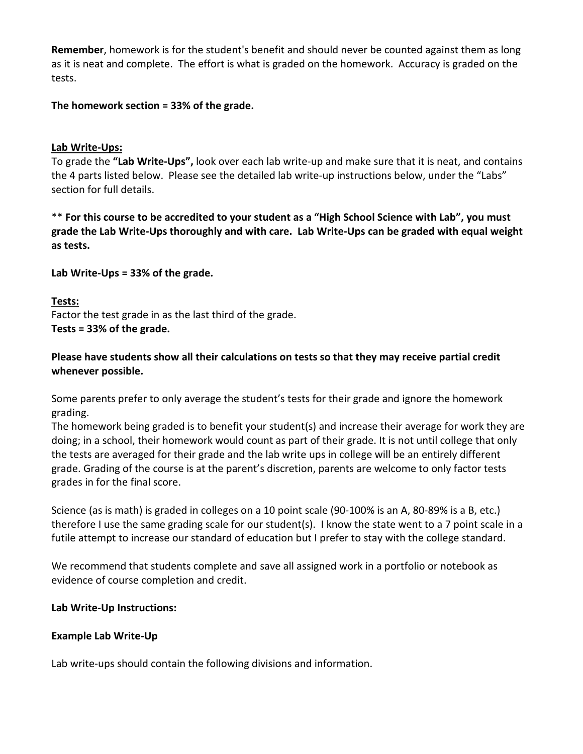**Remember**, homework is for the student's benefit and should never be counted against them as long as it is neat and complete. The effort is what is graded on the homework. Accuracy is graded on the tests.

**The homework section = 33% of the grade.**

**Lab Write-Ups:**

To grade the **"Lab Write-Ups",** look over each lab write-up and make sure that it is neat, and contains the 4 parts listed below. Please see the detailed lab write-up instructions below, under the "Labs" section for full details.

** **For this course to be accredited to your student as a "High School Science with Lab", you must grade the Lab Write-Ups thoroughly and with care. Lab Write-Ups can be graded with equal weight as tests.**

**Lab Write-Ups = 33% of the grade.**

**Tests:**

Factor the test grade in as the last third of the grade.
**Tests = 33% of the grade.**

**Please have students show all their calculations on tests so that they may receive partial credit whenever possible.**

Some parents prefer to only average the student's tests for their grade and ignore the homework grading.
The homework being graded is to benefit your student(s) and increase their average for work they are doing; in a school, their homework would count as part of their grade. It is not until college that only the tests are averaged for their grade and the lab write ups in college will be an entirely different grade. Grading of the course is at the parent's discretion, parents are welcome to only factor tests grades in for the final score.

Science (as is math) is graded in colleges on a 10 point scale (90-100% is an A, 80-89% is a B, etc.) therefore I use the same grading scale for our student(s). I know the state went to a 7 point scale in a futile attempt to increase our standard of education but I prefer to stay with the college standard.

We recommend that students complete and save all assigned work in a portfolio or notebook as evidence of course completion and credit.

**Lab Write-Up Instructions:**

**Example Lab Write-Up**

Lab write-ups should contain the following divisions and information.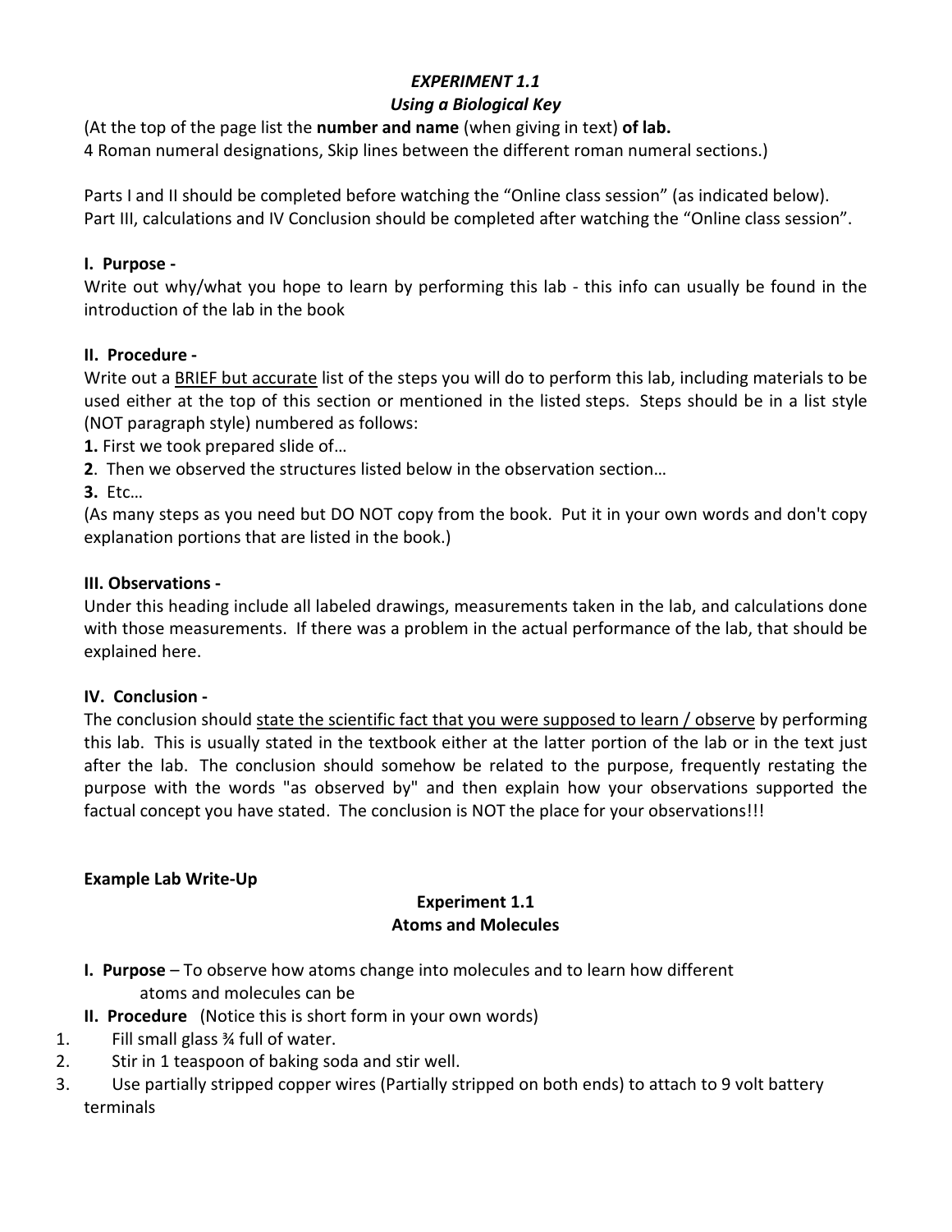***EXPERIMENT 1.1***

***Using a Biological Key***

(At the top of the page list the **number and name** (when giving in text) **of lab.**
4 Roman numeral designations, Skip lines between the different roman numeral sections.)

Parts I and II should be completed before watching the "Online class session" (as indicated below).
Part III, calculations and IV Conclusion should be completed after watching the "Online class session".

**I. Purpose -**

Write out why/what you hope to learn by performing this lab - this info can usually be found in the introduction of the lab in the book

**II. Procedure -**

Write out a <u>BRIEF but accurate</u> list of the steps you will do to perform this lab, including materials to be used either at the top of this section or mentioned in the listed steps. Steps should be in a list style (NOT paragraph style) numbered as follows:

**1.** First we took prepared slide of…

**2**. Then we observed the structures listed below in the observation section…

**3.** Etc…

(As many steps as you need but DO NOT copy from the book. Put it in your own words and don't copy explanation portions that are listed in the book.)

**III. Observations -**

Under this heading include all labeled drawings, measurements taken in the lab, and calculations done with those measurements. If there was a problem in the actual performance of the lab, that should be explained here.

**IV. Conclusion -**

The conclusion should <u>state the scientific fact that you were supposed to learn / observe</u> by performing this lab. This is usually stated in the textbook either at the latter portion of the lab or in the text just after the lab. The conclusion should somehow be related to the purpose, frequently restating the purpose with the words "as observed by" and then explain how your observations supported the factual concept you have stated. The conclusion is NOT the place for your observations!!!

**Example Lab Write-Up**

**Experiment 1.1**

**Atoms and Molecules**

**I. Purpose** – To observe how atoms change into molecules and to learn how different atoms and molecules can be

**II. Procedure** (Notice this is short form in your own words)

1. Fill small glass ¾ full of water.
2. Stir in 1 teaspoon of baking soda and stir well.
3. Use partially stripped copper wires (Partially stripped on both ends) to attach to 9 volt battery terminals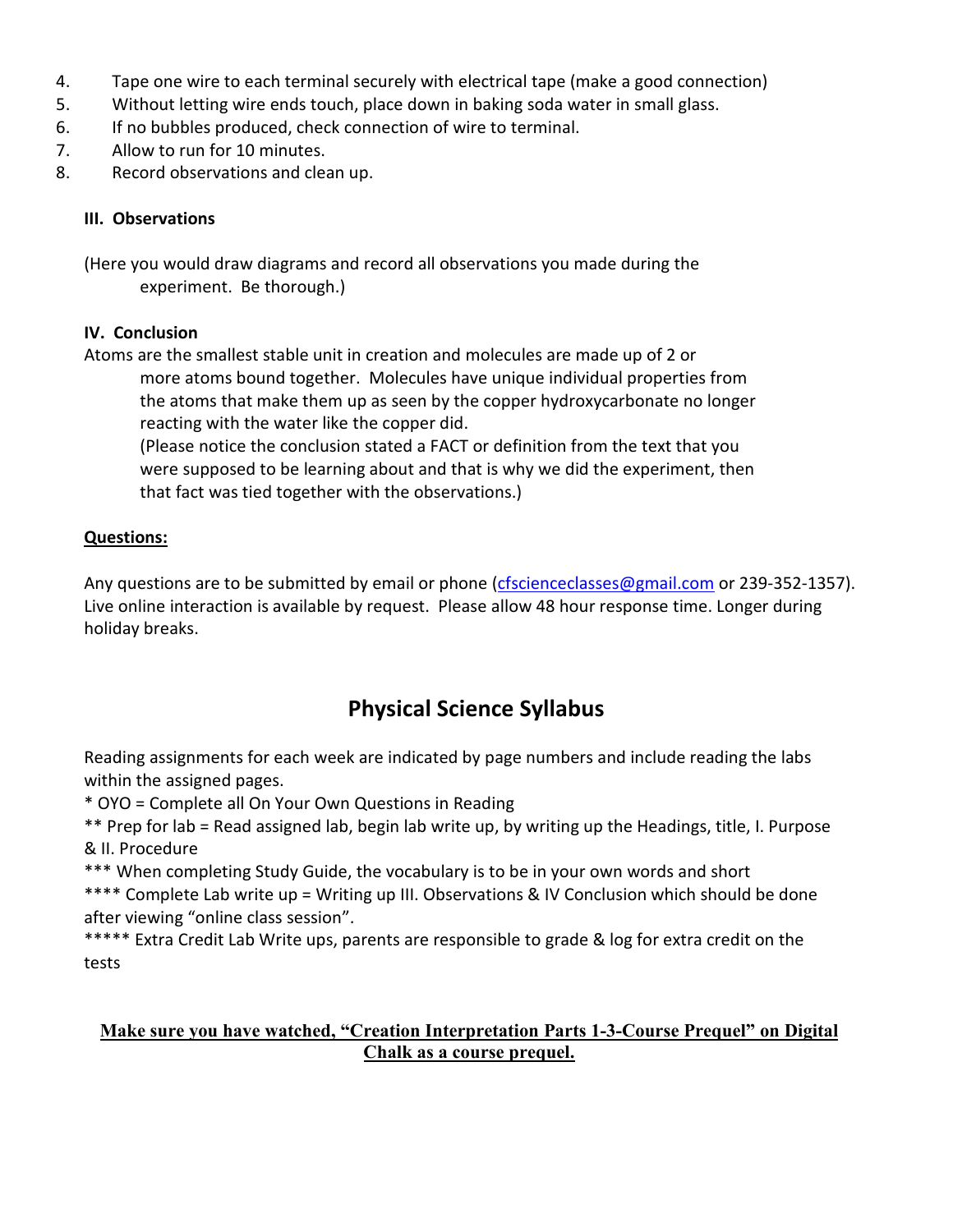4. Tape one wire to each terminal securely with electrical tape (make a good connection)
5. Without letting wire ends touch, place down in baking soda water in small glass.
6. If no bubbles produced, check connection of wire to terminal.
7. Allow to run for 10 minutes.
8. Record observations and clean up.

**III. Observations**

(Here you would draw diagrams and record all observations you made during the experiment. Be thorough.)

**IV. Conclusion**

Atoms are the smallest stable unit in creation and molecules are made up of 2 or more atoms bound together. Molecules have unique individual properties from the atoms that make them up as seen by the copper hydroxycarbonate no longer reacting with the water like the copper did.

(Please notice the conclusion stated a FACT or definition from the text that you were supposed to be learning about and that is why we did the experiment, then that fact was tied together with the observations.)

**Questions:**

Any questions are to be submitted by email or phone (cfscienceclasses@gmail.com or 239-352-1357). Live online interaction is available by request. Please allow 48 hour response time. Longer during holiday breaks.

## Physical Science Syllabus

Reading assignments for each week are indicated by page numbers and include reading the labs within the assigned pages.

* OYO = Complete all On Your Own Questions in Reading

** Prep for lab = Read assigned lab, begin lab write up, by writing up the Headings, title, I. Purpose & II. Procedure

*** When completing Study Guide, the vocabulary is to be in your own words and short

**** Complete Lab write up = Writing up III. Observations & IV Conclusion which should be done after viewing "online class session".

***** Extra Credit Lab Write ups, parents are responsible to grade & log for extra credit on the tests

**Make sure you have watched, "Creation Interpretation Parts 1-3-Course Prequel" on Digital Chalk as a course prequel.**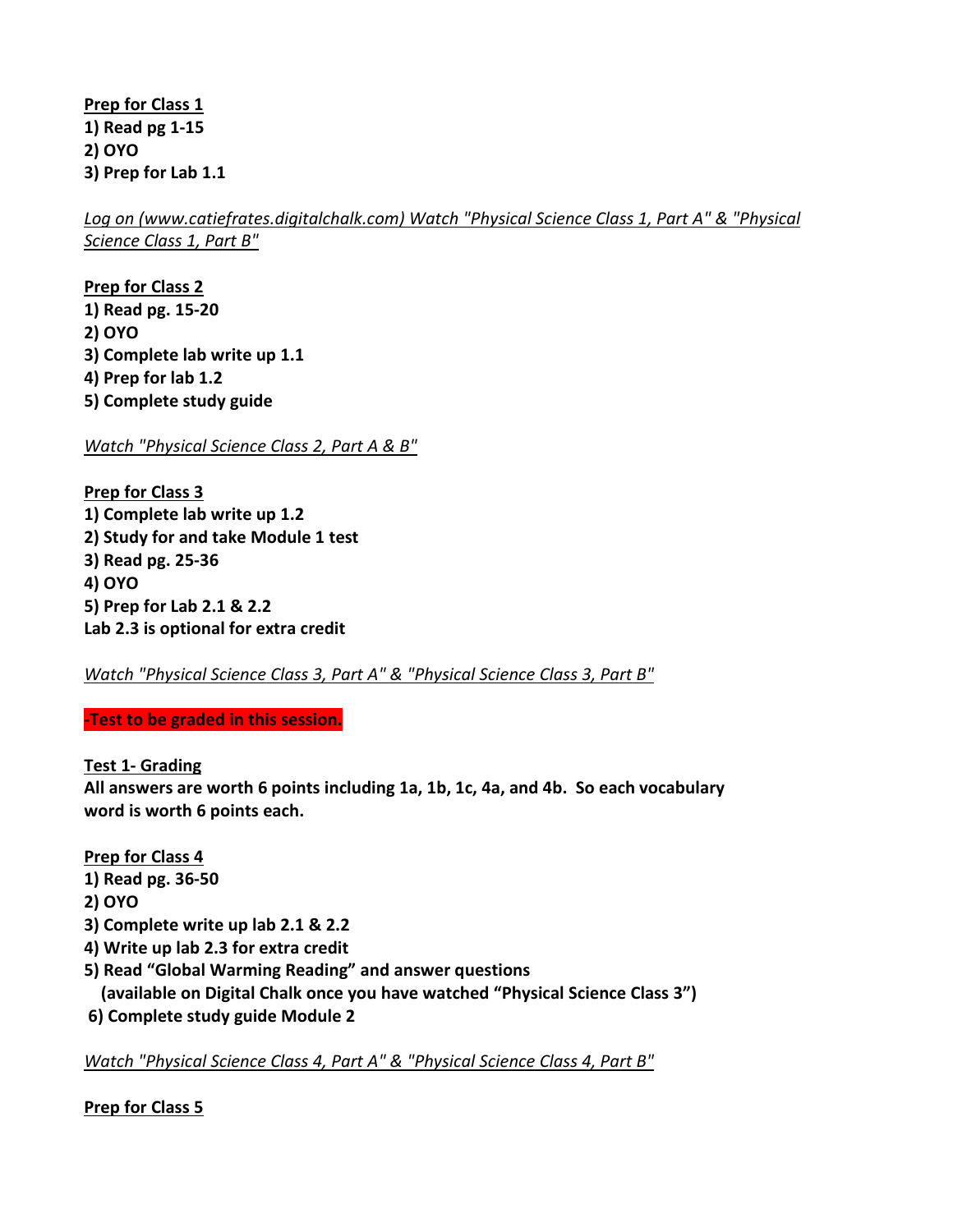**Prep for Class 1**
**1) Read pg 1-15**
**2) OYO**
**3) Prep for Lab 1.1**

*Log on (www.catiefrates.digitalchalk.com) Watch "Physical Science Class 1, Part A" & "Physical Science Class 1, Part B"*

**Prep for Class 2**
**1) Read pg. 15-20**
**2) OYO**
**3) Complete lab write up 1.1**
**4) Prep for lab 1.2**
**5) Complete study guide**

*Watch "Physical Science Class 2, Part A & B"*

**Prep for Class 3**
**1) Complete lab write up 1.2**
**2) Study for and take Module 1 test**
**3) Read pg. 25-36**
**4) OYO**
**5) Prep for Lab 2.1 & 2.2**
**Lab 2.3 is optional for extra credit**

*Watch "Physical Science Class 3, Part A" & "Physical Science Class 3, Part B"*

**-Test to be graded in this session.**

**Test 1- Grading**
**All answers are worth 6 points including 1a, 1b, 1c, 4a, and 4b. So each vocabulary word is worth 6 points each.**

**Prep for Class 4**
**1) Read pg. 36-50**
**2) OYO**
**3) Complete write up lab 2.1 & 2.2**
**4) Write up lab 2.3 for extra credit**
**5) Read "Global Warming Reading" and answer questions (available on Digital Chalk once you have watched "Physical Science Class 3")**
**6) Complete study guide Module 2**

*Watch "Physical Science Class 4, Part A" & "Physical Science Class 4, Part B"*

**Prep for Class 5**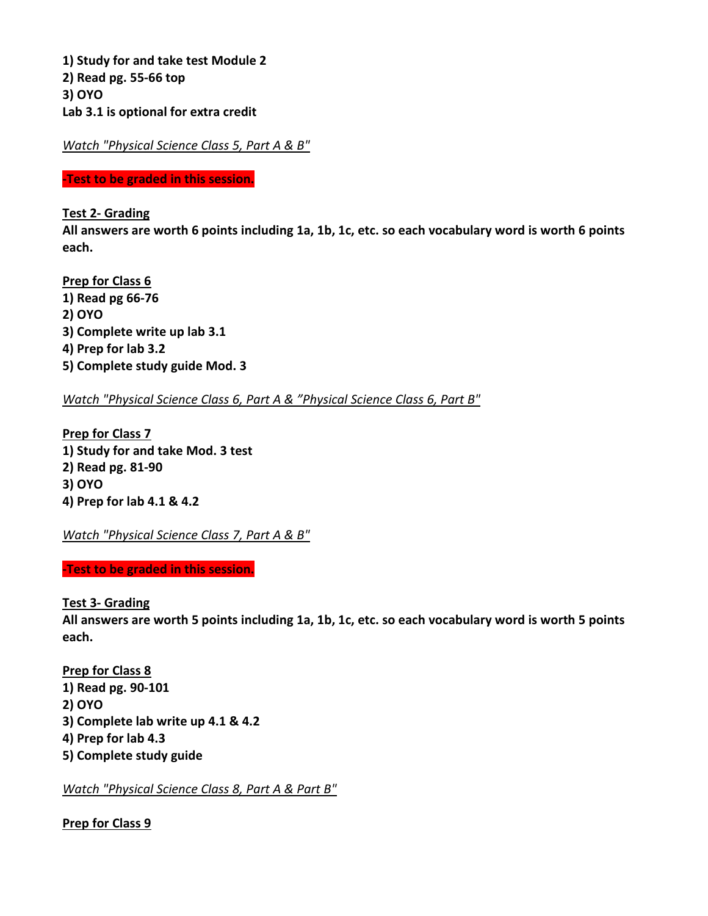**1) Study for and take test Module 2**
**2) Read pg. 55-66 top**
**3) OYO**
**Lab 3.1 is optional for extra credit**

*Watch "Physical Science Class 5, Part A & B"*

**-Test to be graded in this session.**

**Test 2- Grading**
**All answers are worth 6 points including 1a, 1b, 1c, etc. so each vocabulary word is worth 6 points each.**

**Prep for Class 6**
**1) Read pg 66-76**
**2) OYO**
**3) Complete write up lab 3.1**
**4) Prep for lab 3.2**
**5) Complete study guide Mod. 3**

*Watch "Physical Science Class 6, Part A & "Physical Science Class 6, Part B"*

**Prep for Class 7**
**1) Study for and take Mod. 3 test**
**2) Read pg. 81-90**
**3) OYO**
**4) Prep for lab 4.1 & 4.2**

*Watch "Physical Science Class 7, Part A & B"*

**-Test to be graded in this session.**

**Test 3- Grading**
**All answers are worth 5 points including 1a, 1b, 1c, etc. so each vocabulary word is worth 5 points each.**

**Prep for Class 8**
**1) Read pg. 90-101**
**2) OYO**
**3) Complete lab write up 4.1 & 4.2**
**4) Prep for lab 4.3**
**5) Complete study guide**

*Watch "Physical Science Class 8, Part A & Part B"*

**Prep for Class 9**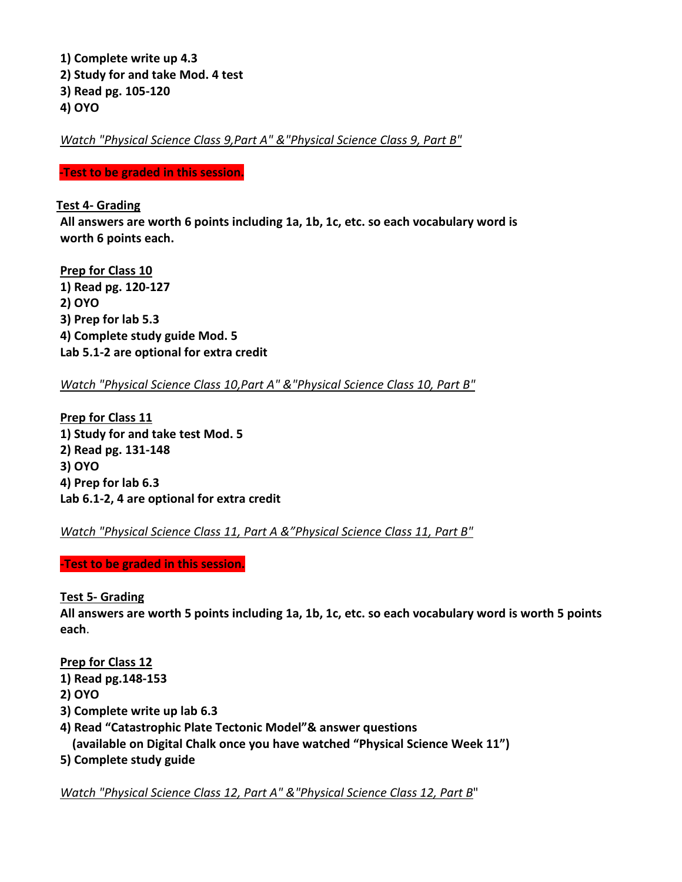**1) Complete write up 4.3**
**2) Study for and take Mod. 4 test**
**3) Read pg. 105-120**
**4) OYO**

*Watch "Physical Science Class 9,Part A" &"Physical Science Class 9, Part B"*

**-Test to be graded in this session.**

**Test 4- Grading**

**All answers are worth 6 points including 1a, 1b, 1c, etc. so each vocabulary word is worth 6 points each.**

**Prep for Class 10**

**1) Read pg. 120-127**
**2) OYO**
**3) Prep for lab 5.3**
**4) Complete study guide Mod. 5**
**Lab 5.1-2 are optional for extra credit**

*Watch "Physical Science Class 10,Part A" &"Physical Science Class 10, Part B"*

**Prep for Class 11**

**1) Study for and take test Mod. 5**
**2) Read pg. 131-148**
**3) OYO**
**4) Prep for lab 6.3**
**Lab 6.1-2, 4 are optional for extra credit**

*Watch "Physical Science Class 11, Part A &"Physical Science Class 11, Part B"*

**-Test to be graded in this session.**

**Test 5- Grading**

**All answers are worth 5 points including 1a, 1b, 1c, etc. so each vocabulary word is worth 5 points each**.

**Prep for Class 12**

**1) Read pg.148-153**
**2) OYO**
**3) Complete write up lab 6.3**
**4) Read "Catastrophic Plate Tectonic Model"& answer questions (available on Digital Chalk once you have watched "Physical Science Week 11")**
**5) Complete study guide**

*Watch "Physical Science Class 12, Part A" &"Physical Science Class 12, Part B"*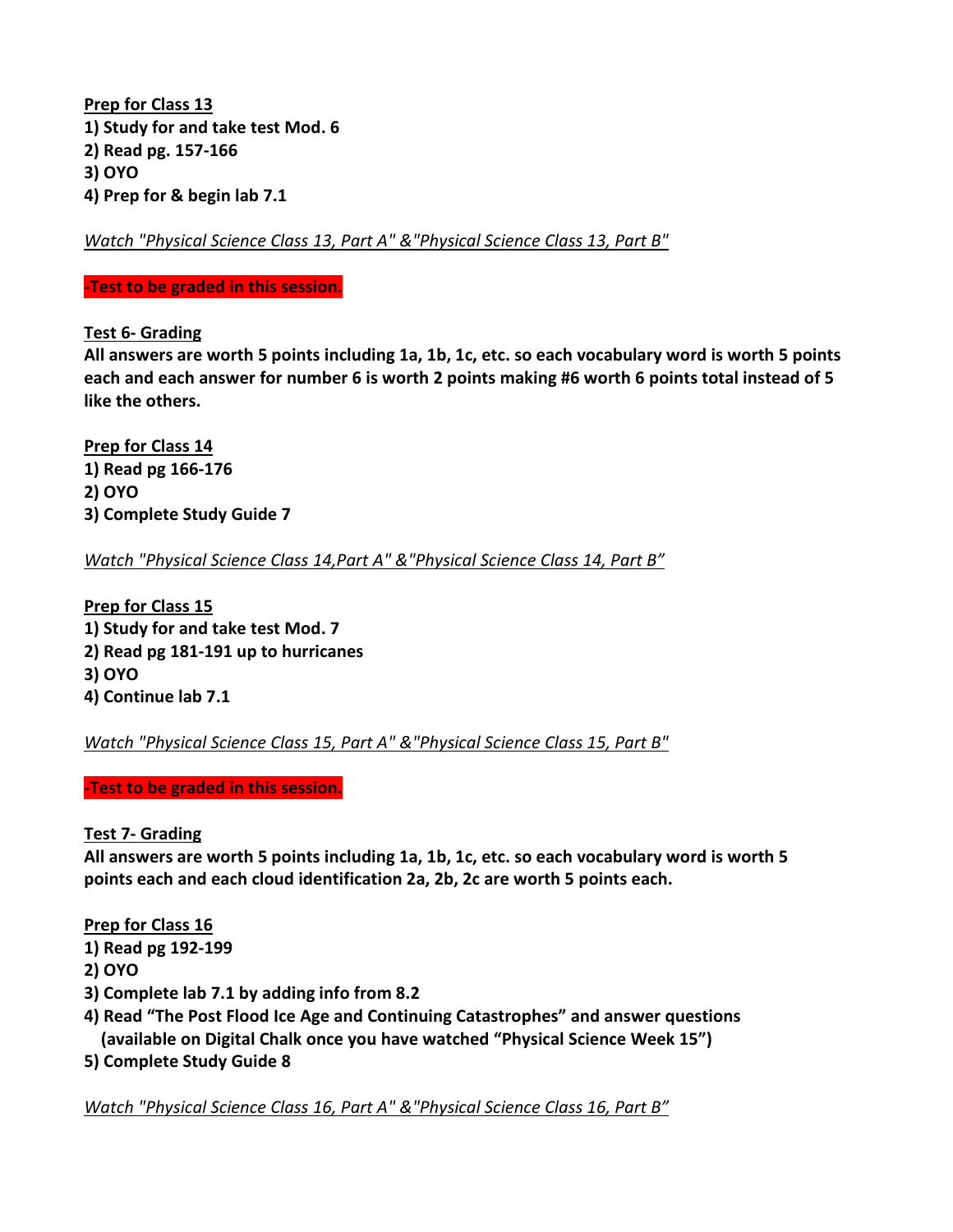**<u>Prep for Class 13</u>**
**1) Study for and take test Mod. 6**
**2) Read pg. 157-166**
**3) OYO**
**4) Prep for & begin lab 7.1**

*<u>Watch "Physical Science Class 13, Part A" &"Physical Science Class 13, Part B"</u>*

**-Test to be graded in this session.**

**<u>Test 6- Grading</u>**
**All answers are worth 5 points including 1a, 1b, 1c, etc. so each vocabulary word is worth 5 points each and each answer for number 6 is worth 2 points making #6 worth 6 points total instead of 5 like the others.**

**<u>Prep for Class 14</u>**
**1) Read pg 166-176**
**2) OYO**
**3) Complete Study Guide 7**

*<u>Watch "Physical Science Class 14,Part A" &"Physical Science Class 14, Part B"</u>*

**<u>Prep for Class 15</u>**
**1) Study for and take test Mod. 7**
**2) Read pg 181-191 up to hurricanes**
**3) OYO**
**4) Continue lab 7.1**

*<u>Watch "Physical Science Class 15, Part A" &"Physical Science Class 15, Part B"</u>*

**-Test to be graded in this session.**

**<u>Test 7- Grading</u>**
**All answers are worth 5 points including 1a, 1b, 1c, etc. so each vocabulary word is worth 5 points each and each cloud identification 2a, 2b, 2c are worth 5 points each.**

**<u>Prep for Class 16</u>**
**1) Read pg 192-199**
**2) OYO**
**3) Complete lab 7.1 by adding info from 8.2**
**4) Read "The Post Flood Ice Age and Continuing Catastrophes" and answer questions (available on Digital Chalk once you have watched "Physical Science Week 15")**
**5) Complete Study Guide 8**

*<u>Watch "Physical Science Class 16, Part A" &"Physical Science Class 16, Part B"</u>*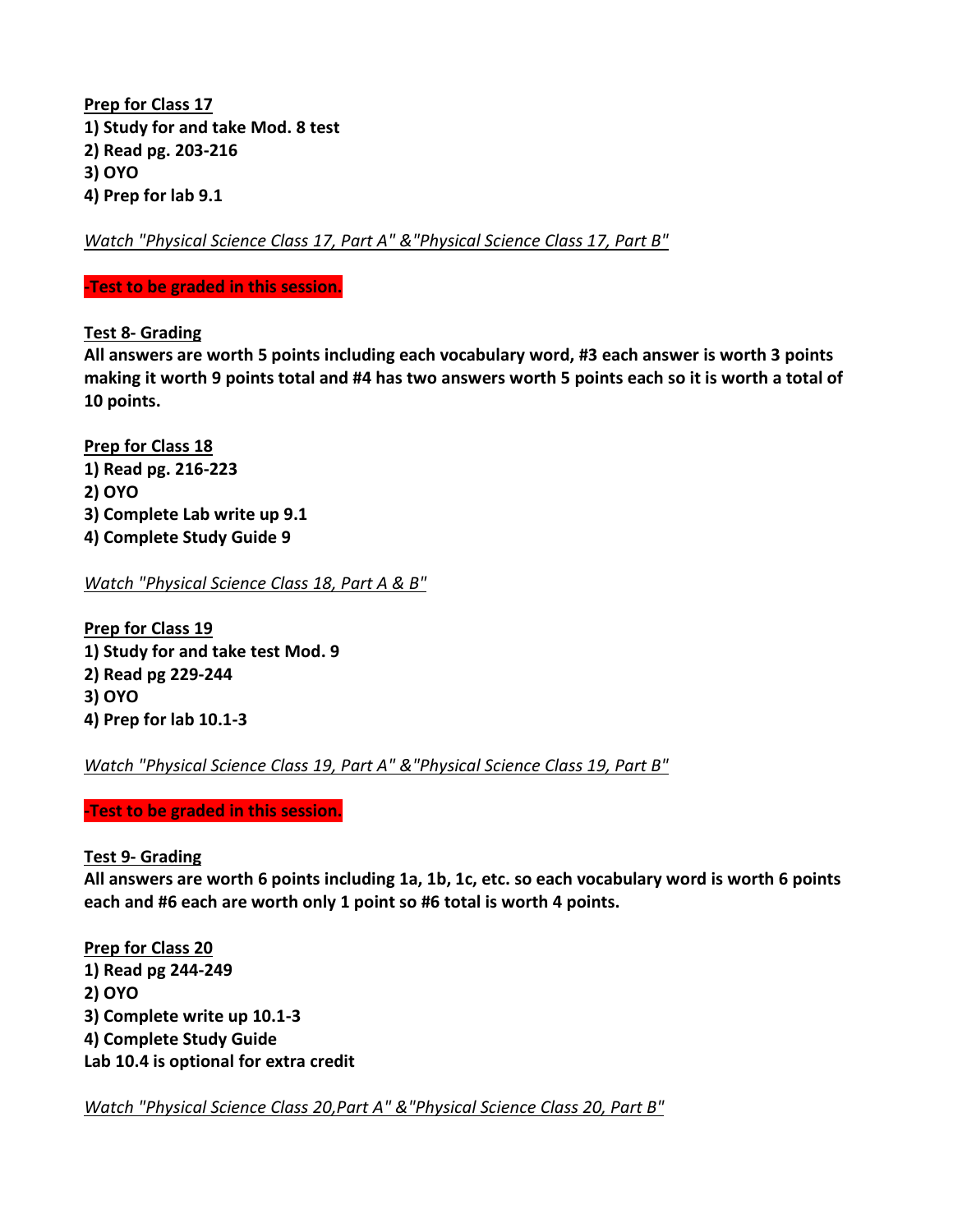**Prep for Class 17**

**1) Study for and take Mod. 8 test**
**2) Read pg. 203-216**
**3) OYO**
**4) Prep for lab 9.1**

*Watch "Physical Science Class 17, Part A" &"Physical Science Class 17, Part B"*

**-Test to be graded in this session.**

**Test 8- Grading**

**All answers are worth 5 points including each vocabulary word, #3 each answer is worth 3 points making it worth 9 points total and #4 has two answers worth 5 points each so it is worth a total of 10 points.**

**Prep for Class 18**

**1) Read pg. 216-223**
**2) OYO**
**3) Complete Lab write up 9.1**
**4) Complete Study Guide 9**

*Watch "Physical Science Class 18, Part A & B"*

**Prep for Class 19**

**1) Study for and take test Mod. 9**
**2) Read pg 229-244**
**3) OYO**
**4) Prep for lab 10.1-3**

*Watch "Physical Science Class 19, Part A" &"Physical Science Class 19, Part B"*

**-Test to be graded in this session.**

**Test 9- Grading**

**All answers are worth 6 points including 1a, 1b, 1c, etc. so each vocabulary word is worth 6 points each and #6 each are worth only 1 point so #6 total is worth 4 points.**

**Prep for Class 20**

**1) Read pg 244-249**
**2) OYO**
**3) Complete write up 10.1-3**
**4) Complete Study Guide**
**Lab 10.4 is optional for extra credit**

*Watch "Physical Science Class 20,Part A" &"Physical Science Class 20, Part B"*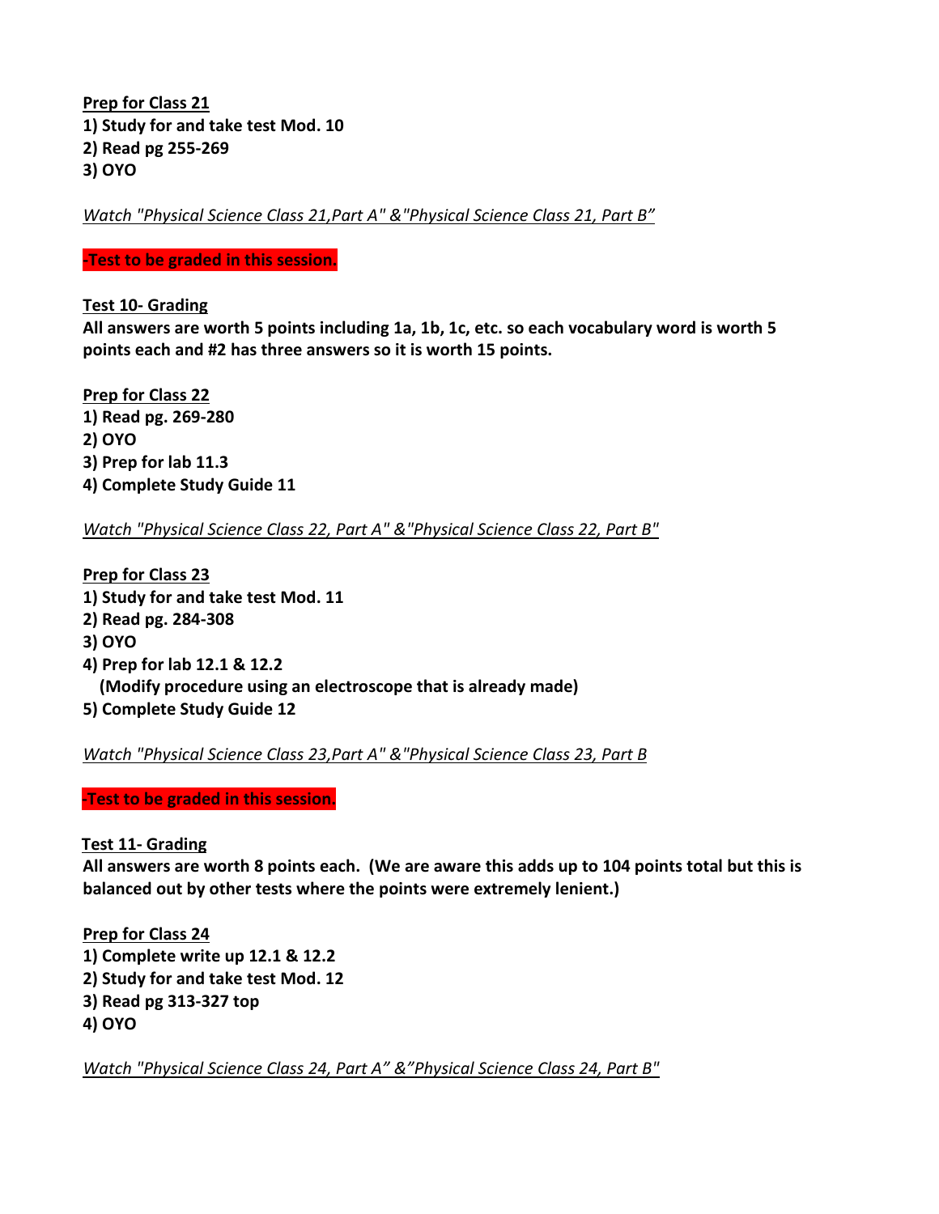**Prep for Class 21**
**1) Study for and take test Mod. 10**
**2) Read pg 255-269**
**3) OYO**

*Watch "Physical Science Class 21,Part A" &"Physical Science Class 21, Part B"*

**-Test to be graded in this session.**

**Test 10- Grading**
**All answers are worth 5 points including 1a, 1b, 1c, etc. so each vocabulary word is worth 5 points each and #2 has three answers so it is worth 15 points.**

**Prep for Class 22**
**1) Read pg. 269-280**
**2) OYO**
**3) Prep for lab 11.3**
**4) Complete Study Guide 11**

*Watch "Physical Science Class 22, Part A" &"Physical Science Class 22, Part B"*

**Prep for Class 23**
**1) Study for and take test Mod. 11**
**2) Read pg. 284-308**
**3) OYO**
**4) Prep for lab 12.1 & 12.2**
**(Modify procedure using an electroscope that is already made)**
**5) Complete Study Guide 12**

*Watch "Physical Science Class 23,Part A" &"Physical Science Class 23, Part B*

**-Test to be graded in this session.**

**Test 11- Grading**
**All answers are worth 8 points each. (We are aware this adds up to 104 points total but this is balanced out by other tests where the points were extremely lenient.)**

**Prep for Class 24**
**1) Complete write up 12.1 & 12.2**
**2) Study for and take test Mod. 12**
**3) Read pg 313-327 top**
**4) OYO**

*Watch "Physical Science Class 24, Part A" &"Physical Science Class 24, Part B"*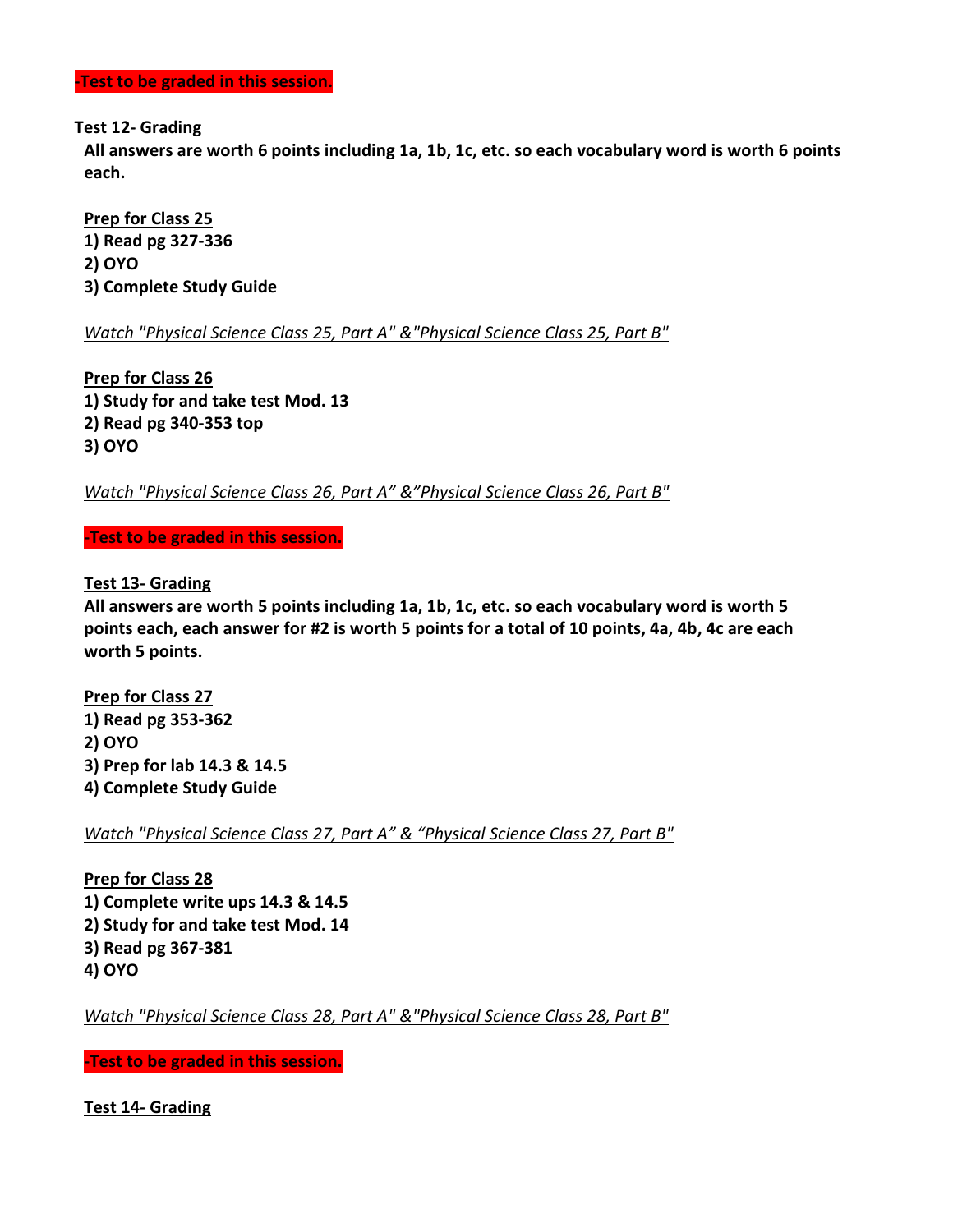**-Test to be graded in this session.**

**Test 12- Grading**

**All answers are worth 6 points including 1a, 1b, 1c, etc. so each vocabulary word is worth 6 points each.**

**Prep for Class 25**

**1) Read pg 327-336**
**2) OYO**
**3) Complete Study Guide**

*Watch "Physical Science Class 25, Part A" &"Physical Science Class 25, Part B"*

**Prep for Class 26**

**1) Study for and take test Mod. 13**
**2) Read pg 340-353 top**
**3) OYO**

*Watch "Physical Science Class 26, Part A" &"Physical Science Class 26, Part B"*

**-Test to be graded in this session.**

**Test 13- Grading**

**All answers are worth 5 points including 1a, 1b, 1c, etc. so each vocabulary word is worth 5 points each, each answer for #2 is worth 5 points for a total of 10 points, 4a, 4b, 4c are each worth 5 points.**

**Prep for Class 27**

**1) Read pg 353-362**
**2) OYO**
**3) Prep for lab 14.3 & 14.5**
**4) Complete Study Guide**

*Watch "Physical Science Class 27, Part A" & "Physical Science Class 27, Part B"*

**Prep for Class 28**

**1) Complete write ups 14.3 & 14.5**
**2) Study for and take test Mod. 14**
**3) Read pg 367-381**
**4) OYO**

*Watch "Physical Science Class 28, Part A" &"Physical Science Class 28, Part B"*

**-Test to be graded in this session.**

**Test 14- Grading**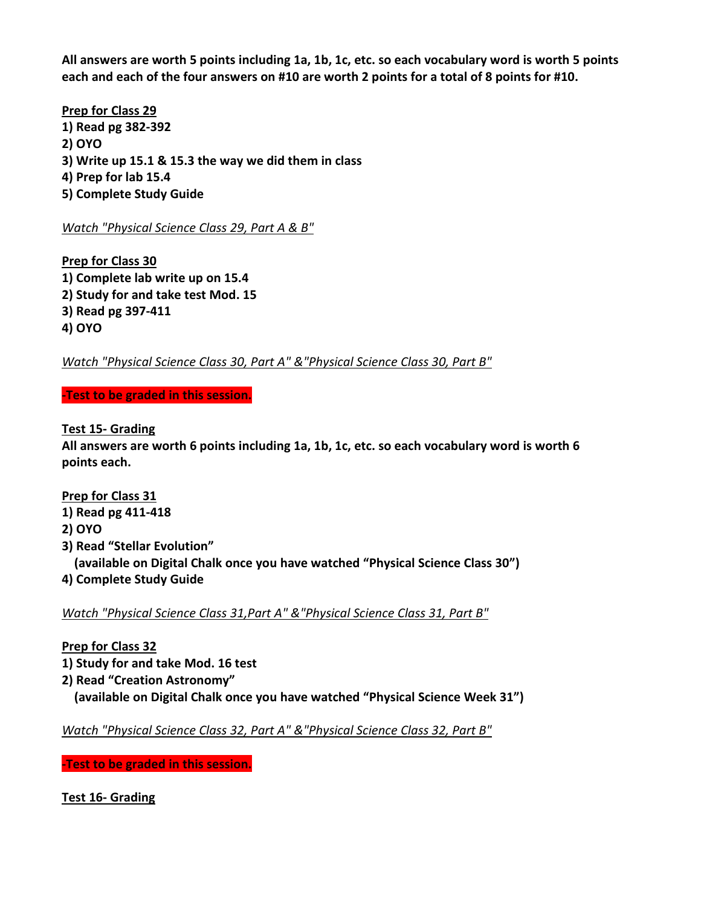**All answers are worth 5 points including 1a, 1b, 1c, etc. so each vocabulary word is worth 5 points each and each of the four answers on #10 are worth 2 points for a total of 8 points for #10.**

**Prep for Class 29**

**1) Read pg 382-392**
**2) OYO**
**3) Write up 15.1 & 15.3 the way we did them in class**
**4) Prep for lab 15.4**
**5) Complete Study Guide**

*Watch "Physical Science Class 29, Part A & B"*

**Prep for Class 30**

**1) Complete lab write up on 15.4**
**2) Study for and take test Mod. 15**
**3) Read pg 397-411**
**4) OYO**

*Watch "Physical Science Class 30, Part A" &"Physical Science Class 30, Part B"*

**-Test to be graded in this session.**

**Test 15- Grading**

**All answers are worth 6 points including 1a, 1b, 1c, etc. so each vocabulary word is worth 6 points each.**

**Prep for Class 31**

**1) Read pg 411-418**
**2) OYO**
**3) Read "Stellar Evolution"**
**(available on Digital Chalk once you have watched "Physical Science Class 30")**
**4) Complete Study Guide**

*Watch "Physical Science Class 31,Part A" &"Physical Science Class 31, Part B"*

**Prep for Class 32**

**1) Study for and take Mod. 16 test**
**2) Read "Creation Astronomy"**
**(available on Digital Chalk once you have watched "Physical Science Week 31")**

*Watch "Physical Science Class 32, Part A" &"Physical Science Class 32, Part B"*

**-Test to be graded in this session.**

**Test 16- Grading**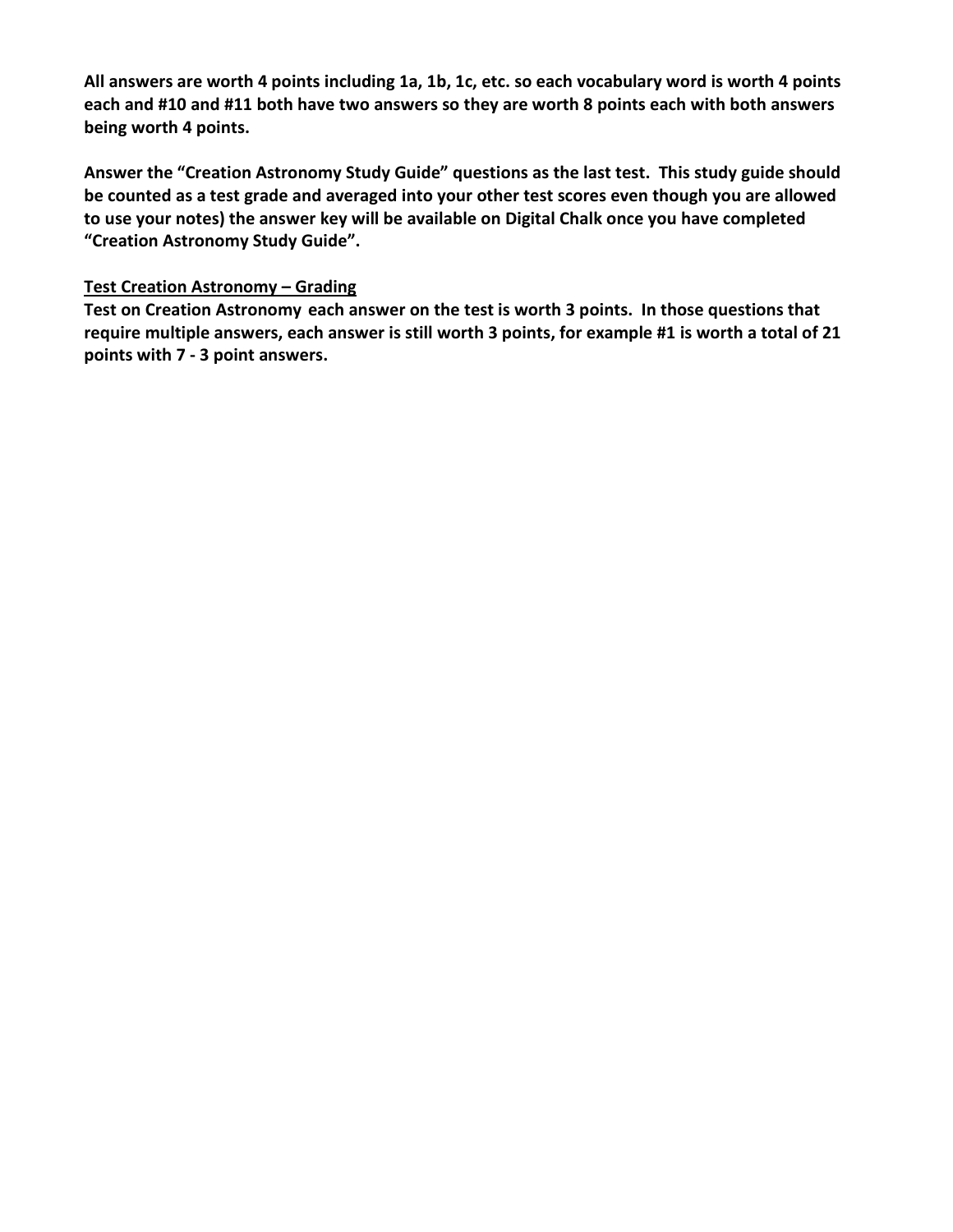**All answers are worth 4 points including 1a, 1b, 1c, etc. so each vocabulary word is worth 4 points each and #10 and #11 both have two answers so they are worth 8 points each with both answers being worth 4 points.**

**Answer the "Creation Astronomy Study Guide" questions as the last test. This study guide should be counted as a test grade and averaged into your other test scores even though you are allowed to use your notes) the answer key will be available on Digital Chalk once you have completed "Creation Astronomy Study Guide".**

**<u>Test Creation Astronomy – Grading</u>**

**Test on Creation Astronomy each answer on the test is worth 3 points. In those questions that require multiple answers, each answer is still worth 3 points, for example #1 is worth a total of 21 points with 7 - 3 point answers.**